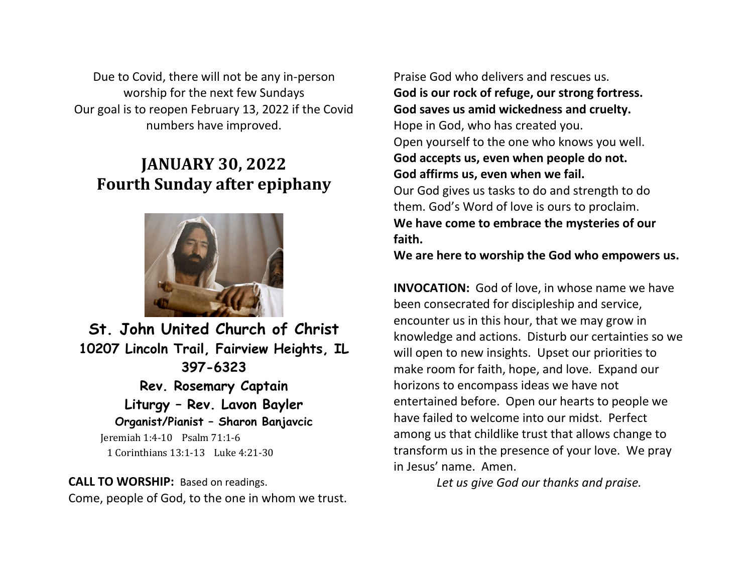Due to Covid, there will not be any in-person worship for the next few Sundays
Our goal is to reopen February 13, 2022 if the Covid numbers have improved.

# JANUARY 30, 2022
# Fourth Sunday after epiphany

## St. John United Church of Christ
**10207 Lincoln Trail, Fairview Heights, IL 397-6323**

**Rev. Rosemary Captain**
**Liturgy – Rev. Lavon Bayler**
**Organist/Pianist – Sharon Banjavcic**

Jeremiah 1:4-10   Psalm 71:1-6
1 Corinthians 13:1-13   Luke 4:21-30

**CALL TO WORSHIP:** Based on readings.
Come, people of God, to the one in whom we trust.
Praise God who delivers and rescues us.
**God is our rock of refuge, our strong fortress.**
**God saves us amid wickedness and cruelty.**
Hope in God, who has created you.
Open yourself to the one who knows you well.
**God accepts us, even when people do not.**
**God affirms us, even when we fail.**
Our God gives us tasks to do and strength to do them. God's Word of love is ours to proclaim.
**We have come to embrace the mysteries of our faith.**
**We are here to worship the God who empowers us.**

**INVOCATION:** God of love, in whose name we have been consecrated for discipleship and service, encounter us in this hour, that we may grow in knowledge and actions. Disturb our certainties so we will open to new insights. Upset our priorities to make room for faith, hope, and love. Expand our horizons to encompass ideas we have not entertained before. Open our hearts to people we have failed to welcome into our midst. Perfect among us that childlike trust that allows change to transform us in the presence of your love. We pray in Jesus' name. Amen.

*Let us give God our thanks and praise.*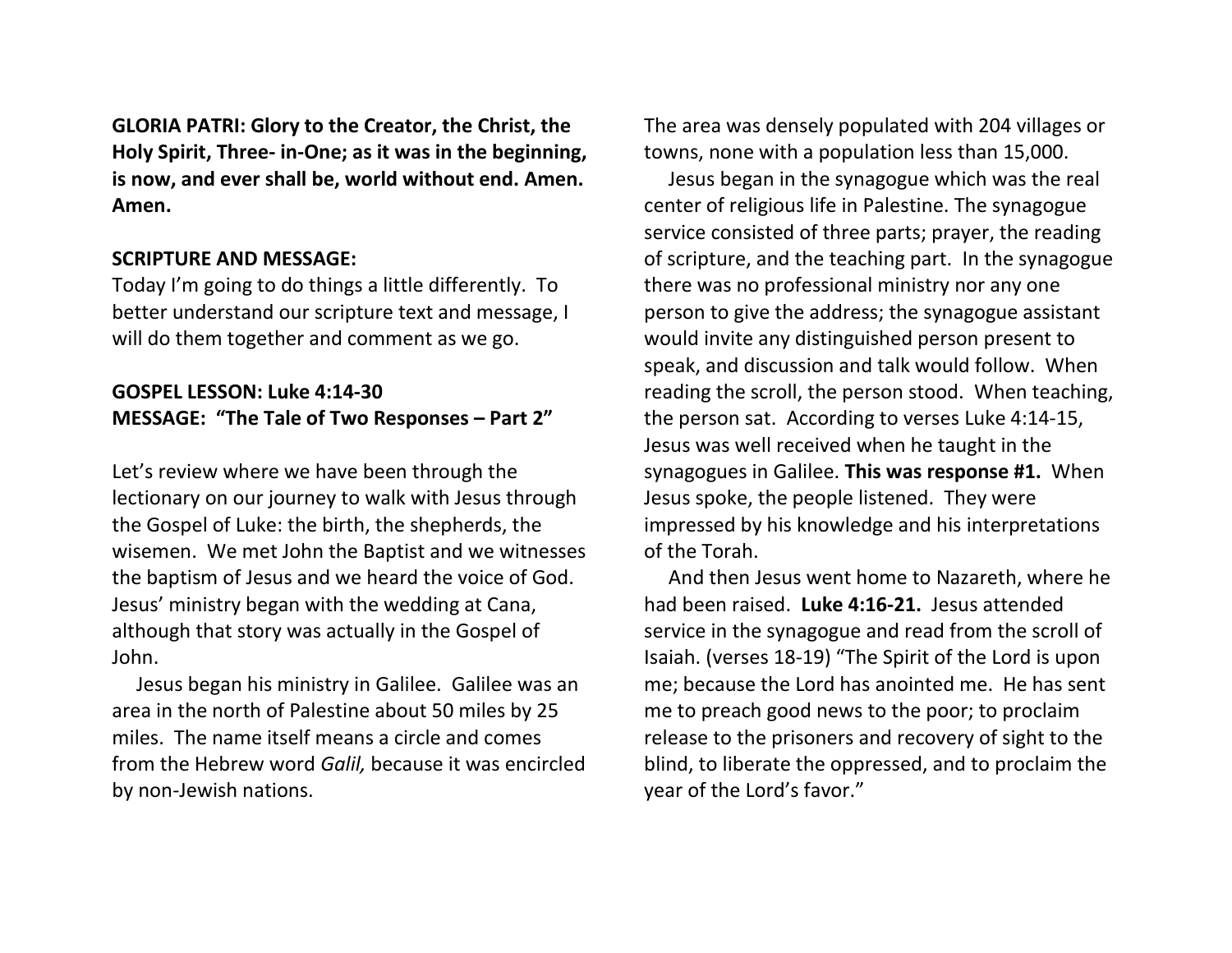**GLORIA PATRI: Glory to the Creator, the Christ, the Holy Spirit, Three- in-One; as it was in the beginning, is now, and ever shall be, world without end. Amen. Amen.**

**SCRIPTURE AND MESSAGE:**

Today I'm going to do things a little differently. To better understand our scripture text and message, I will do them together and comment as we go.

**GOSPEL LESSON: Luke 4:14-30**
**MESSAGE: "The Tale of Two Responses – Part 2"**

Let's review where we have been through the lectionary on our journey to walk with Jesus through the Gospel of Luke: the birth, the shepherds, the wisemen. We met John the Baptist and we witnesses the baptism of Jesus and we heard the voice of God. Jesus' ministry began with the wedding at Cana, although that story was actually in the Gospel of John.

Jesus began his ministry in Galilee. Galilee was an area in the north of Palestine about 50 miles by 25 miles. The name itself means a circle and comes from the Hebrew word *Galil,* because it was encircled by non-Jewish nations. The area was densely populated with 204 villages or towns, none with a population less than 15,000.

Jesus began in the synagogue which was the real center of religious life in Palestine. The synagogue service consisted of three parts; prayer, the reading of scripture, and the teaching part. In the synagogue there was no professional ministry nor any one person to give the address; the synagogue assistant would invite any distinguished person present to speak, and discussion and talk would follow. When reading the scroll, the person stood. When teaching, the person sat. According to verses Luke 4:14-15, Jesus was well received when he taught in the synagogues in Galilee. **This was response #1.** When Jesus spoke, the people listened. They were impressed by his knowledge and his interpretations of the Torah.

And then Jesus went home to Nazareth, where he had been raised. **Luke 4:16-21.** Jesus attended service in the synagogue and read from the scroll of Isaiah. (verses 18-19) "The Spirit of the Lord is upon me; because the Lord has anointed me. He has sent me to preach good news to the poor; to proclaim release to the prisoners and recovery of sight to the blind, to liberate the oppressed, and to proclaim the year of the Lord's favor."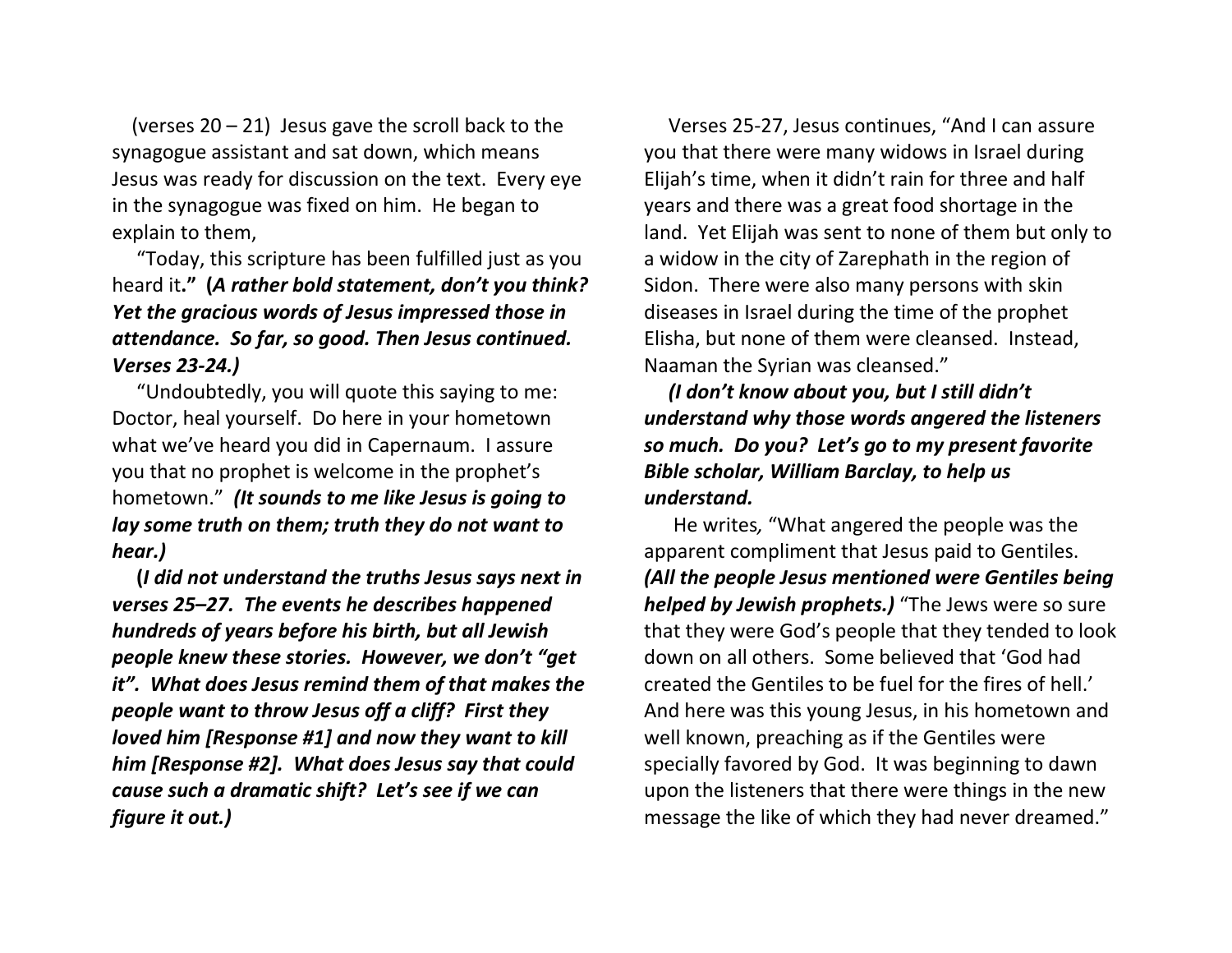(verses 20 – 21) Jesus gave the scroll back to the synagogue assistant and sat down, which means Jesus was ready for discussion on the text. Every eye in the synagogue was fixed on him. He began to explain to them,

"Today, this scripture has been fulfilled just as you heard it**." (*A rather bold statement, don't you think? Yet the gracious words of Jesus impressed those in attendance. So far, so good. Then Jesus continued. Verses 23-24.)***

"Undoubtedly, you will quote this saying to me: Doctor, heal yourself. Do here in your hometown what we've heard you did in Capernaum. I assure you that no prophet is welcome in the prophet's hometown." ***(It sounds to me like Jesus is going to lay some truth on them; truth they do not want to hear.)***

**(*I did not understand the truths Jesus says next in verses 25–27. The events he describes happened hundreds of years before his birth, but all Jewish people knew these stories. However, we don't "get it". What does Jesus remind them of that makes the people want to throw Jesus off a cliff? First they loved him [Response #1] and now they want to kill him [Response #2]. What does Jesus say that could cause such a dramatic shift? Let's see if we can figure it out.)***

Verses 25-27, Jesus continues, "And I can assure you that there were many widows in Israel during Elijah's time, when it didn't rain for three and half years and there was a great food shortage in the land. Yet Elijah was sent to none of them but only to a widow in the city of Zarephath in the region of Sidon. There were also many persons with skin diseases in Israel during the time of the prophet Elisha, but none of them were cleansed. Instead, Naaman the Syrian was cleansed."

***(I don't know about you, but I still didn't understand why those words angered the listeners so much. Do you? Let's go to my present favorite Bible scholar, William Barclay, to help us understand.***

He writes*,* "What angered the people was the apparent compliment that Jesus paid to Gentiles. ***(All the people Jesus mentioned were Gentiles being helped by Jewish prophets.)*** "The Jews were so sure that they were God's people that they tended to look down on all others. Some believed that 'God had created the Gentiles to be fuel for the fires of hell.' And here was this young Jesus, in his hometown and well known, preaching as if the Gentiles were specially favored by God. It was beginning to dawn upon the listeners that there were things in the new message the like of which they had never dreamed."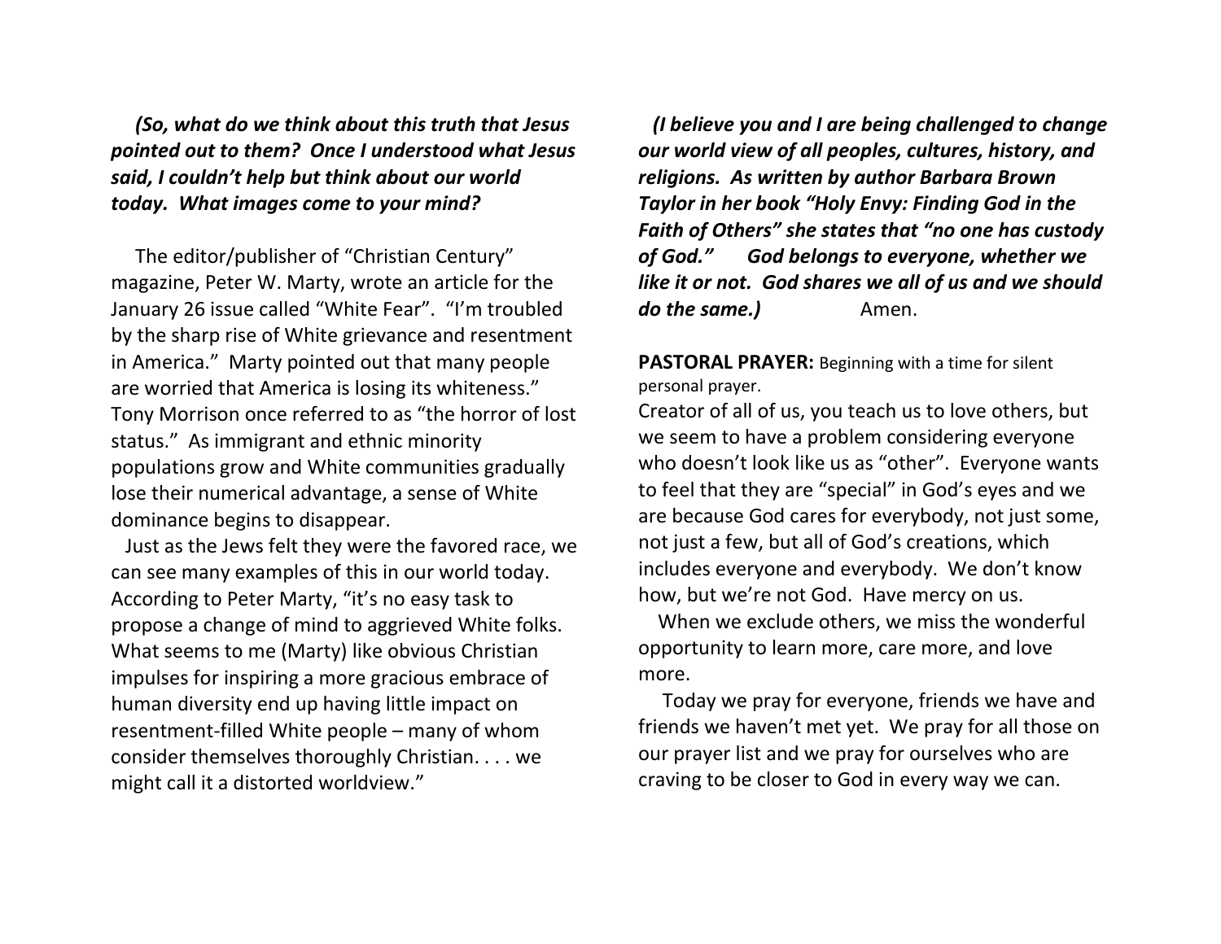*(So, what do we think about this truth that Jesus pointed out to them? Once I understood what Jesus said, I couldn't help but think about our world today. What images come to your mind?*

The editor/publisher of "Christian Century" magazine, Peter W. Marty, wrote an article for the January 26 issue called "White Fear". "I'm troubled by the sharp rise of White grievance and resentment in America." Marty pointed out that many people are worried that America is losing its whiteness." Tony Morrison once referred to as "the horror of lost status." As immigrant and ethnic minority populations grow and White communities gradually lose their numerical advantage, a sense of White dominance begins to disappear.

Just as the Jews felt they were the favored race, we can see many examples of this in our world today. According to Peter Marty, "it's no easy task to propose a change of mind to aggrieved White folks. What seems to me (Marty) like obvious Christian impulses for inspiring a more gracious embrace of human diversity end up having little impact on resentment-filled White people – many of whom consider themselves thoroughly Christian. . . . we might call it a distorted worldview."

***(I believe you and I are being challenged to change our world view of all peoples, cultures, history, and religions. As written by author Barbara Brown Taylor in her book "Holy Envy: Finding God in the Faith of Others" she states that "no one has custody of God." God belongs to everyone, whether we like it or not. God shares we all of us and we should do the same.)*** Amen.

**PASTORAL PRAYER:** Beginning with a time for silent personal prayer.

Creator of all of us, you teach us to love others, but we seem to have a problem considering everyone who doesn't look like us as "other". Everyone wants to feel that they are "special" in God's eyes and we are because God cares for everybody, not just some, not just a few, but all of God's creations, which includes everyone and everybody. We don't know how, but we're not God. Have mercy on us.

When we exclude others, we miss the wonderful opportunity to learn more, care more, and love more.

Today we pray for everyone, friends we have and friends we haven't met yet. We pray for all those on our prayer list and we pray for ourselves who are craving to be closer to God in every way we can.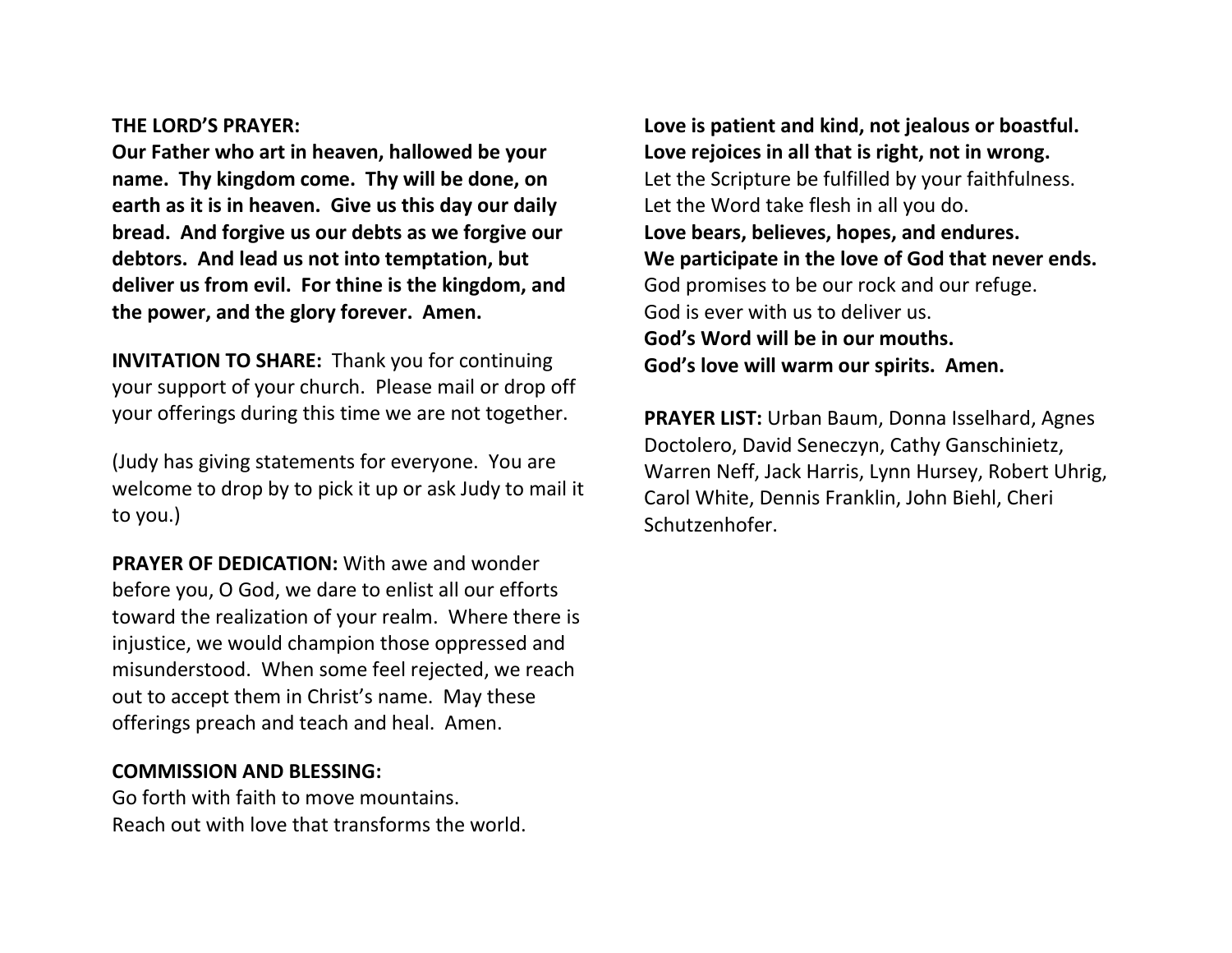**THE LORD'S PRAYER:**

**Our Father who art in heaven, hallowed be your name. Thy kingdom come. Thy will be done, on earth as it is in heaven. Give us this day our daily bread. And forgive us our debts as we forgive our debtors. And lead us not into temptation, but deliver us from evil. For thine is the kingdom, and the power, and the glory forever. Amen.**

**INVITATION TO SHARE:** Thank you for continuing your support of your church. Please mail or drop off your offerings during this time we are not together.

(Judy has giving statements for everyone. You are welcome to drop by to pick it up or ask Judy to mail it to you.)

**PRAYER OF DEDICATION:** With awe and wonder before you, O God, we dare to enlist all our efforts toward the realization of your realm. Where there is injustice, we would champion those oppressed and misunderstood. When some feel rejected, we reach out to accept them in Christ's name. May these offerings preach and teach and heal. Amen.

**COMMISSION AND BLESSING:**

Go forth with faith to move mountains.
Reach out with love that transforms the world.
**Love is patient and kind, not jealous or boastful.**
**Love rejoices in all that is right, not in wrong.**
Let the Scripture be fulfilled by your faithfulness.
Let the Word take flesh in all you do.
**Love bears, believes, hopes, and endures.**
**We participate in the love of God that never ends.**
God promises to be our rock and our refuge.
God is ever with us to deliver us.
**God's Word will be in our mouths.**
**God's love will warm our spirits. Amen.**

**PRAYER LIST:** Urban Baum, Donna Isselhard, Agnes Doctolero, David Seneczyn, Cathy Ganschinietz, Warren Neff, Jack Harris, Lynn Hursey, Robert Uhrig, Carol White, Dennis Franklin, John Biehl, Cheri Schutzenhofer.